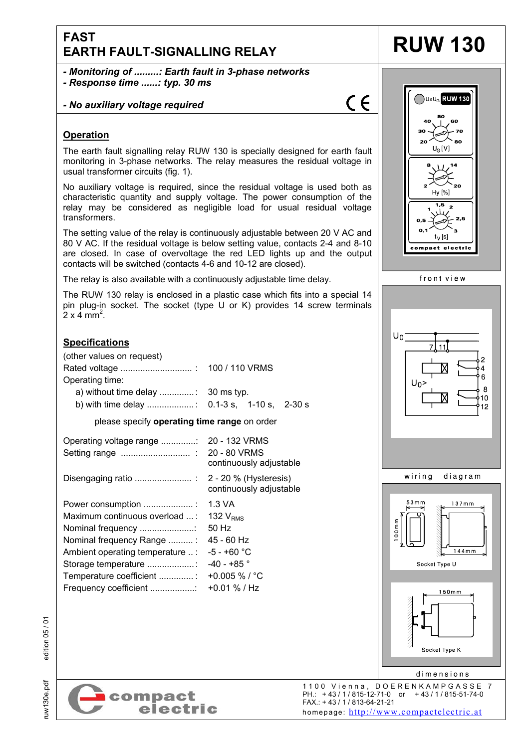# FAST EARTH FAULT-SIGNALLING RELAY

# RUW 130

- ***Monitoring of .........: Earth fault in 3-phase networks***
- ***Response time ......: typ. 30 ms***

- ***No auxiliary voltage required***

CE

## Operation

The earth fault signalling relay RUW 130 is specially designed for earth fault monitoring in 3-phase networks. The relay measures the residual voltage in usual transformer circuits (fig. 1).

No auxiliary voltage is required, since the residual voltage is used both as characteristic quantity and supply voltage. The power consumption of the relay may be considered as negligible load for usual residual voltage transformers.

The setting value of the relay is continuously adjustable between 20 V AC and 80 V AC. If the residual voltage is below setting value, contacts 2-4 and 8-10 are closed. In case of overvoltage the red LED lights up and the output contacts will be switched (contacts 4-6 and 10-12 are closed).

The relay is also available with a continuously adjustable time delay.

The RUW 130 relay is enclosed in a plastic case which fits into a special 14 pin plug-in socket. The socket (type U or K) provides 14 screw terminals 2 x 4 mm².

## Specifications

(other values on request)

| | |
|---|---|
| Rated voltage ............................ : | 100 / 110 VRMS |
| Operating time: | |
| a) without time delay .............: | 30 ms typ. |
| b) with time delay ..................: | 0.1-3 s, 1-10 s, 2-30 s |

please specify **operating time range** on order

| | |
|---|---|
| Operating voltage range ..............: | 20 - 132 VRMS |
| Setting range ........................... : | 20 - 80 VRMS continuously adjustable |
| Disengaging ratio ...................... : | 2 - 20 % (Hysteresis) continuously adjustable |
| Power consumption .................... : | 1.3 VA |
| Maximum continuous overload ... : | 132 $V_{RMS}$ |
| Nominal frequency ......................: | 50 Hz |
| Nominal frequency Range .......... : | 45 - 60 Hz |
| Ambient operating temperature .. : | -5 - +60 °C |
| Storage temperature ...................: | -40 - +85 ° |
| Temperature coefficient .............. : | +0.005 % / °C |
| Frequency coefficient ..................: | +0.01 % / Hz |

U≥$U_G$ RUW 130

20 30 40 50 60 70 80 $U_G$ [V]

2 8 14 20 Hy [%]

0,1 0,5 1 1,5 2 2,5 3 $t_V$ [s]

compact electric

front view

$U_0$ 7 11 2 4 6 $U_0$> 8 10 12

wiring diagram

53mm 137mm 100mm 144mm

Socket Type U

150mm

Socket Type K

dimensions

ruw130e.pdf edition 05 / 01

compact electric

1100 Vienna, DOERENKAMPGASSE 7
PH.: + 43 / 1 / 815-12-71-0 or + 43 / 1 / 815-51-74-0
FAX.: + 43 / 1 / 813-64-21-21
homepage: http://www.compactelectric.at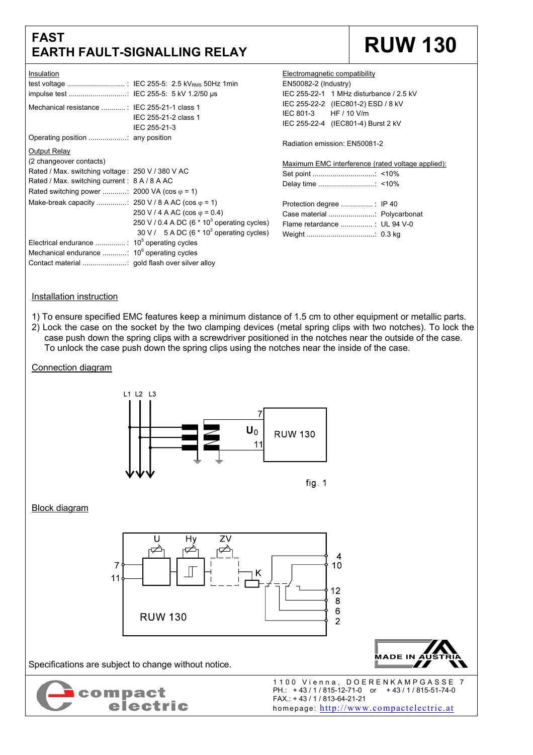# FAST EARTH FAULT-SIGNALLING RELAY

# RUW 130

## Insulation

test voltage ............................ : IEC 255-5: 2.5 $kV_{RMS}$ 50Hz 1min
impulse test ............................: IEC 255-5: 5 kV 1.2/50 µs

Mechanical resistance ........... : IEC 255-21-1 class 1
IEC 255-21-2 class 1
IEC 255-21-3

Operating position ...................: any position

## Output Relay

(2 changeover contacts)
Rated / Max. switching voltage : 250 V / 380 V AC
Rated / Max. switching current : 8 A / 8 A AC
Rated switching power ............: 2000 VA (cos φ = 1)
Make-break capacity ...............: 250 V / 8 A AC (cos φ = 1)
250 V / 4 A AC (cos φ = 0.4)
250 V / 0.4 A DC (6 * $10^3$ operating cycles)
30 V / 5 A DC (6 * $10^3$ operating cycles)
Electrical endurance ...............: $10^5$ operating cycles
Mechanical endurance ............: $10^6$ operating cycles
Contact material ......................: gold flash over silver alloy

## Electromagnetic compatibility

EN50082-2 (Industry)
IEC 255-22-1 1 MHz disturbance / 2.5 kV
IEC 255-22-2 (IEC801-2) ESD / 8 kV
IEC 801-3 HF / 10 V/m
IEC 255-22-4 (IEC801-4) Burst 2 kV

Radiation emission: EN50081-2

## Maximum EMC interference (rated voltage applied):

Set point ...............................: <10%
Delay time ............................: <10%

Protection degree ................ : IP 40
Case material ........................: Polycarbonat
Flame retardance ................ : UL 94 V-0
Weight ..................................: 0.3 kg

## Installation instruction

1) To ensure specified EMC features keep a minimum distance of 1.5 cm to other equipment or metallic parts.
2) Lock the case on the socket by the two clamping devices (metal spring clips with two notches). To lock the case push down the spring clips with a screwdriver positioned in the notches near the outside of the case. To unlock the case push down the spring clips using the notches near the inside of the case.

## Connection diagram

L1 L2 L3
7
$U_0$
11
RUW 130

fig. 1

## Block diagram

U Hy ZV
7
11
K
RUW 130
4
10
12
8
6
2

Specifications are subject to change without notice.

MADE IN AUSTRIA

compact electric

1100 Vienna, DOERENKAMPGASSE 7
PH.: + 43 / 1 / 815-12-71-0 or + 43 / 1 / 815-51-74-0
FAX.: + 43 / 1 / 813-64-21-21
homepage: http://www.compactelectric.at